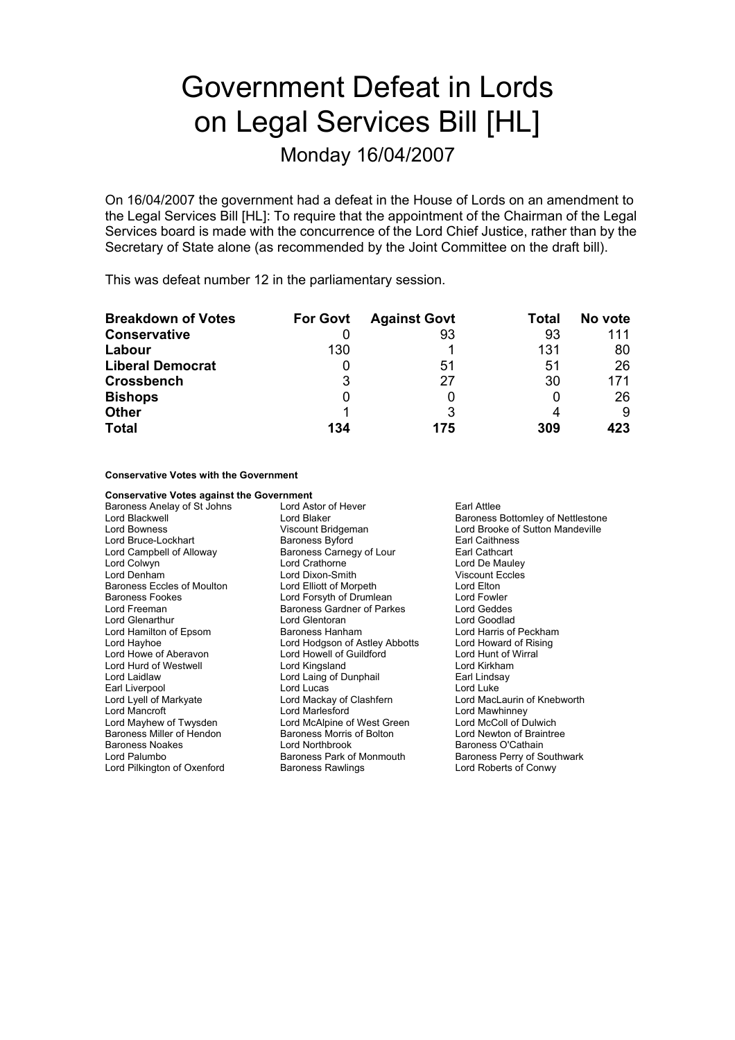# Government Defeat in Lords on Legal Services Bill [HL]

Monday 16/04/2007

On 16/04/2007 the government had a defeat in the House of Lords on an amendment to the Legal Services Bill [HL]: To require that the appointment of the Chairman of the Legal Services board is made with the concurrence of the Lord Chief Justice, rather than by the Secretary of State alone (as recommended by the Joint Committee on the draft bill).

This was defeat number 12 in the parliamentary session.

| Breakdown of Votes | For Govt | Against Govt | Total | No vote |
|---|---|---|---|---|
| **Conservative** | 0 | 93 | 93 | 111 |
| **Labour** | 130 | 1 | 131 | 80 |
| **Liberal Democrat** | 0 | 51 | 51 | 26 |
| **Crossbench** | 3 | 27 | 30 | 171 |
| **Bishops** | 0 | 0 | 0 | 26 |
| **Other** | 1 | 3 | 4 | 9 |
| **Total** | **134** | **175** | **309** | **423** |

**Conservative Votes with the Government**

**Conservative Votes against the Government**

Baroness Anelay of St Johns
Lord Astor of Hever
Earl Attlee
Lord Blackwell
Lord Blaker
Baroness Bottomley of Nettlestone
Lord Bowness
Viscount Bridgeman
Lord Brooke of Sutton Mandeville
Lord Bruce-Lockhart
Baroness Byford
Earl Caithness
Lord Campbell of Alloway
Baroness Carnegy of Lour
Earl Cathcart
Lord Colwyn
Lord Crathorne
Lord De Mauley
Lord Denham
Lord Dixon-Smith
Viscount Eccles
Baroness Eccles of Moulton
Lord Elliott of Morpeth
Lord Elton
Baroness Fookes
Lord Forsyth of Drumlean
Lord Fowler
Lord Freeman
Baroness Gardner of Parkes
Lord Geddes
Lord Glenarthur
Lord Glentoran
Lord Goodlad
Lord Hamilton of Epsom
Baroness Hanham
Lord Harris of Peckham
Lord Hayhoe
Lord Hodgson of Astley Abbotts
Lord Howard of Rising
Lord Howe of Aberavon
Lord Howell of Guildford
Lord Hunt of Wirral
Lord Hurd of Westwell
Lord Kingsland
Lord Kirkham
Lord Laidlaw
Lord Laing of Dunphail
Earl Lindsay
Earl Liverpool
Lord Lucas
Lord Luke
Lord Lyell of Markyate
Lord Mackay of Clashfern
Lord MacLaurin of Knebworth
Lord Mancroft
Lord Marlesford
Lord Mawhinney
Lord Mayhew of Twysden
Lord McAlpine of West Green
Lord McColl of Dulwich
Baroness Miller of Hendon
Baroness Morris of Bolton
Lord Newton of Braintree
Baroness Noakes
Lord Northbrook
Baroness O'Cathain
Lord Palumbo
Baroness Park of Monmouth
Baroness Perry of Southwark
Lord Pilkington of Oxenford
Baroness Rawlings
Lord Roberts of Conwy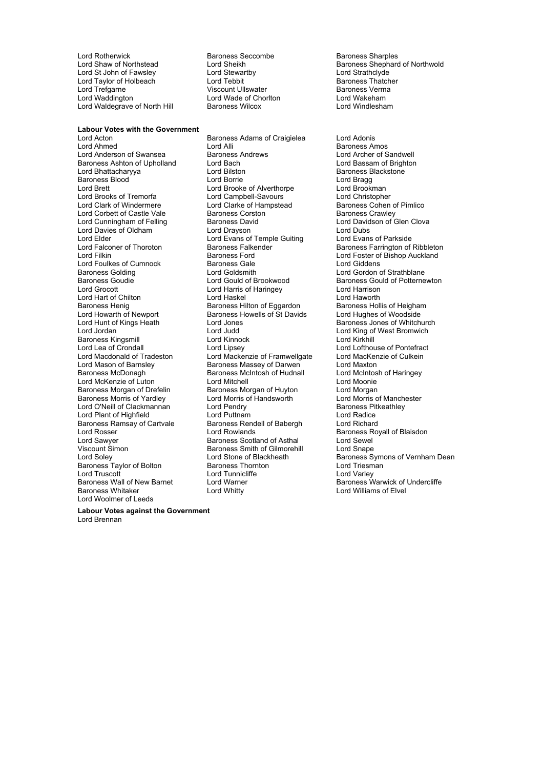Lord Rotherwick
Baroness Seccombe
Baroness Sharples
Lord Shaw of Northstead
Lord Sheikh
Baroness Shephard of Northwold
Lord St John of Fawsley
Lord Stewartby
Lord Strathclyde
Lord Taylor of Holbeach
Lord Tebbit
Baroness Thatcher
Lord Trefgarne
Viscount Ullswater
Baroness Verma
Lord Waddington
Lord Wade of Chorlton
Lord Wakeham
Lord Waldegrave of North Hill
Baroness Wilcox
Lord Windlesham

**Labour Votes with the Government**

Lord Acton
Baroness Adams of Craigielea
Lord Adonis
Lord Ahmed
Lord Alli
Baroness Amos
Lord Anderson of Swansea
Baroness Andrews
Lord Archer of Sandwell
Baroness Ashton of Upholland
Lord Bach
Lord Bassam of Brighton
Lord Bhattacharyya
Lord Bilston
Baroness Blackstone
Baroness Blood
Lord Borrie
Lord Bragg
Lord Brett
Lord Brooke of Alverthorpe
Lord Brookman
Lord Brooks of Tremorfa
Lord Campbell-Savours
Lord Christopher
Lord Clark of Windermere
Lord Clarke of Hampstead
Baroness Cohen of Pimlico
Lord Corbett of Castle Vale
Baroness Corston
Baroness Crawley
Lord Cunningham of Felling
Baroness David
Lord Davidson of Glen Clova
Lord Davies of Oldham
Lord Drayson
Lord Dubs
Lord Elder
Lord Evans of Temple Guiting
Lord Evans of Parkside
Lord Falconer of Thoroton
Baroness Falkender
Baroness Farrington of Ribbleton
Lord Filkin
Baroness Ford
Lord Foster of Bishop Auckland
Lord Foulkes of Cumnock
Baroness Gale
Lord Giddens
Baroness Golding
Lord Goldsmith
Lord Gordon of Strathblane
Baroness Goudie
Lord Gould of Brookwood
Baroness Gould of Potternewton
Lord Grocott
Lord Harris of Haringey
Lord Harrison
Lord Hart of Chilton
Lord Haskel
Lord Haworth
Baroness Henig
Baroness Hilton of Eggardon
Baroness Hollis of Heigham
Lord Howarth of Newport
Baroness Howells of St Davids
Lord Hughes of Woodside
Lord Hunt of Kings Heath
Lord Jones
Baroness Jones of Whitchurch
Lord Jordan
Lord Judd
Lord King of West Bromwich
Baroness Kingsmill
Lord Kinnock
Lord Kirkhill
Lord Lea of Crondall
Lord Lipsey
Lord Lofthouse of Pontefract
Lord Macdonald of Tradeston
Lord Mackenzie of Framwellgate
Lord MacKenzie of Culkein
Lord Mason of Barnsley
Baroness Massey of Darwen
Lord Maxton
Baroness McDonagh
Baroness McIntosh of Hudnall
Lord McIntosh of Haringey
Lord McKenzie of Luton
Lord Mitchell
Lord Moonie
Baroness Morgan of Drefelin
Baroness Morgan of Huyton
Lord Morgan
Baroness Morris of Yardley
Lord Morris of Handsworth
Lord Morris of Manchester
Lord O'Neill of Clackmannan
Lord Pendry
Baroness Pitkeathley
Lord Plant of Highfield
Lord Puttnam
Lord Radice
Baroness Ramsay of Cartvale
Baroness Rendell of Babergh
Lord Richard
Lord Rosser
Lord Rowlands
Baroness Royall of Blaisdon
Lord Sawyer
Baroness Scotland of Asthal
Lord Sewel
Viscount Simon
Baroness Smith of Gilmorehill
Lord Snape
Lord Soley
Lord Stone of Blackheath
Baroness Symons of Vernham Dean
Baroness Taylor of Bolton
Baroness Thornton
Lord Triesman
Lord Truscott
Lord Tunnicliffe
Lord Varley
Baroness Wall of New Barnet
Lord Warner
Baroness Warwick of Undercliffe
Baroness Whitaker
Lord Whitty
Lord Williams of Elvel
Lord Woolmer of Leeds

**Labour Votes against the Government**

Lord Brennan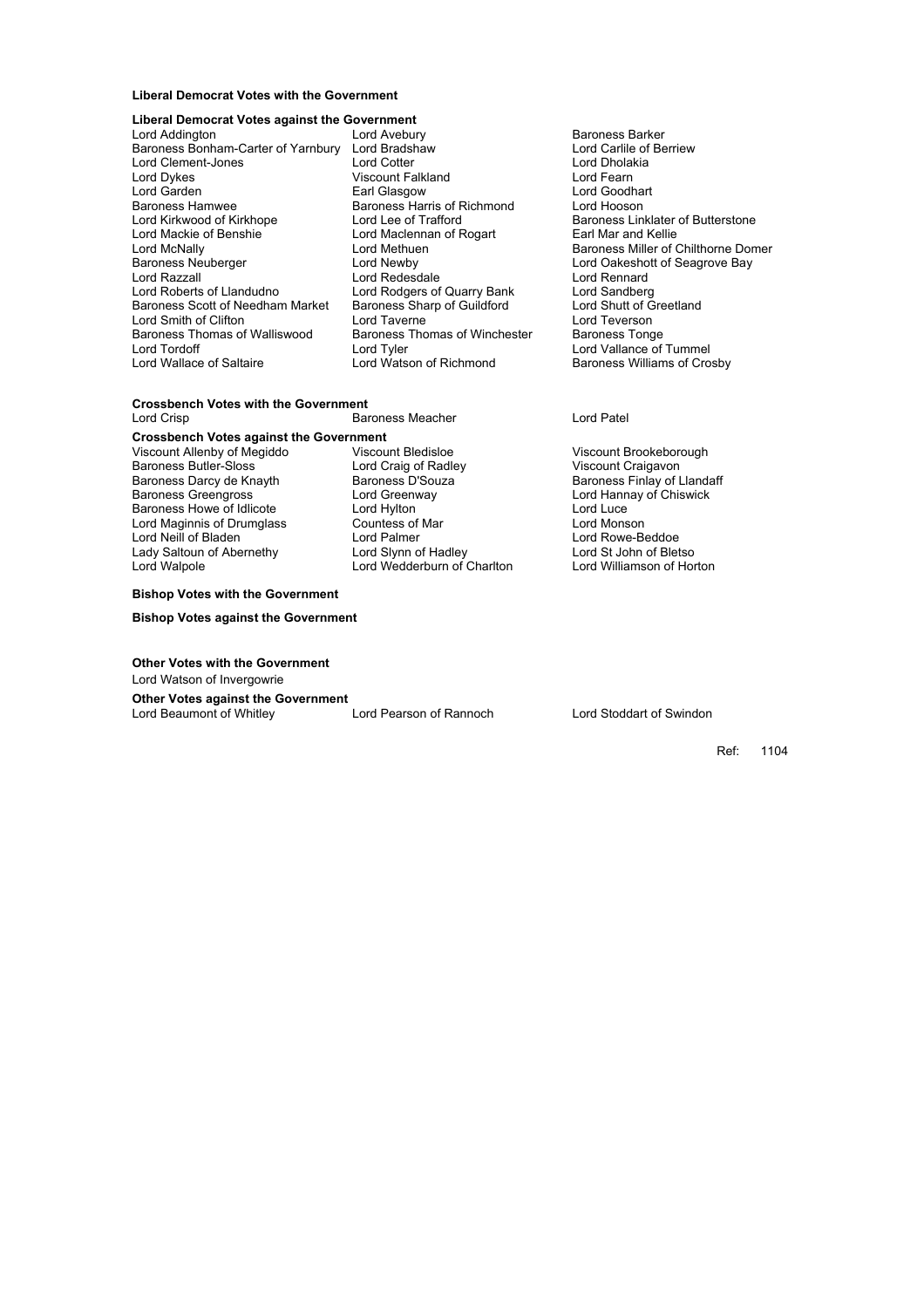**Liberal Democrat Votes with the Government**

**Liberal Democrat Votes against the Government**

| | | |
|---|---|---|
| Lord Addington | Lord Avebury | Baroness Barker |
| Baroness Bonham-Carter of Yarnbury | Lord Bradshaw | Lord Carlile of Berriew |
| Lord Clement-Jones | Lord Cotter | Lord Dholakia |
| Lord Dykes | Viscount Falkland | Lord Fearn |
| Lord Garden | Earl Glasgow | Lord Goodhart |
| Baroness Hamwee | Baroness Harris of Richmond | Lord Hooson |
| Lord Kirkwood of Kirkhope | Lord Lee of Trafford | Baroness Linklater of Butterstone |
| Lord Mackie of Benshie | Lord Maclennan of Rogart | Earl Mar and Kellie |
| Lord McNally | Lord Methuen | Baroness Miller of Chilthorne Domer |
| Baroness Neuberger | Lord Newby | Lord Oakeshott of Seagrove Bay |
| Lord Razzall | Lord Redesdale | Lord Rennard |
| Lord Roberts of Llandudno | Lord Rodgers of Quarry Bank | Lord Sandberg |
| Baroness Scott of Needham Market | Baroness Sharp of Guildford | Lord Shutt of Greetland |
| Lord Smith of Clifton | Lord Taverne | Lord Teverson |
| Baroness Thomas of Walliswood | Baroness Thomas of Winchester | Baroness Tonge |
| Lord Tordoff | Lord Tyler | Lord Vallance of Tummel |
| Lord Wallace of Saltaire | Lord Watson of Richmond | Baroness Williams of Crosby |

**Crossbench Votes with the Government**

| | | |
|---|---|---|
| Lord Crisp | Baroness Meacher | Lord Patel |

**Crossbench Votes against the Government**

| | | |
|---|---|---|
| Viscount Allenby of Megiddo | Viscount Bledisloe | Viscount Brookeborough |
| Baroness Butler-Sloss | Lord Craig of Radley | Viscount Craigavon |
| Baroness Darcy de Knayth | Baroness D'Souza | Baroness Finlay of Llandaff |
| Baroness Greengross | Lord Greenway | Lord Hannay of Chiswick |
| Baroness Howe of Idlicote | Lord Hylton | Lord Luce |
| Lord Maginnis of Drumglass | Countess of Mar | Lord Monson |
| Lord Neill of Bladen | Lord Palmer | Lord Rowe-Beddoe |
| Lady Saltoun of Abernethy | Lord Slynn of Hadley | Lord St John of Bletso |
| Lord Walpole | Lord Wedderburn of Charlton | Lord Williamson of Horton |

**Bishop Votes with the Government**

**Bishop Votes against the Government**

**Other Votes with the Government**

Lord Watson of Invergowrie

**Other Votes against the Government**

| | | |
|---|---|---|
| Lord Beaumont of Whitley | Lord Pearson of Rannoch | Lord Stoddart of Swindon |

Ref: 1104